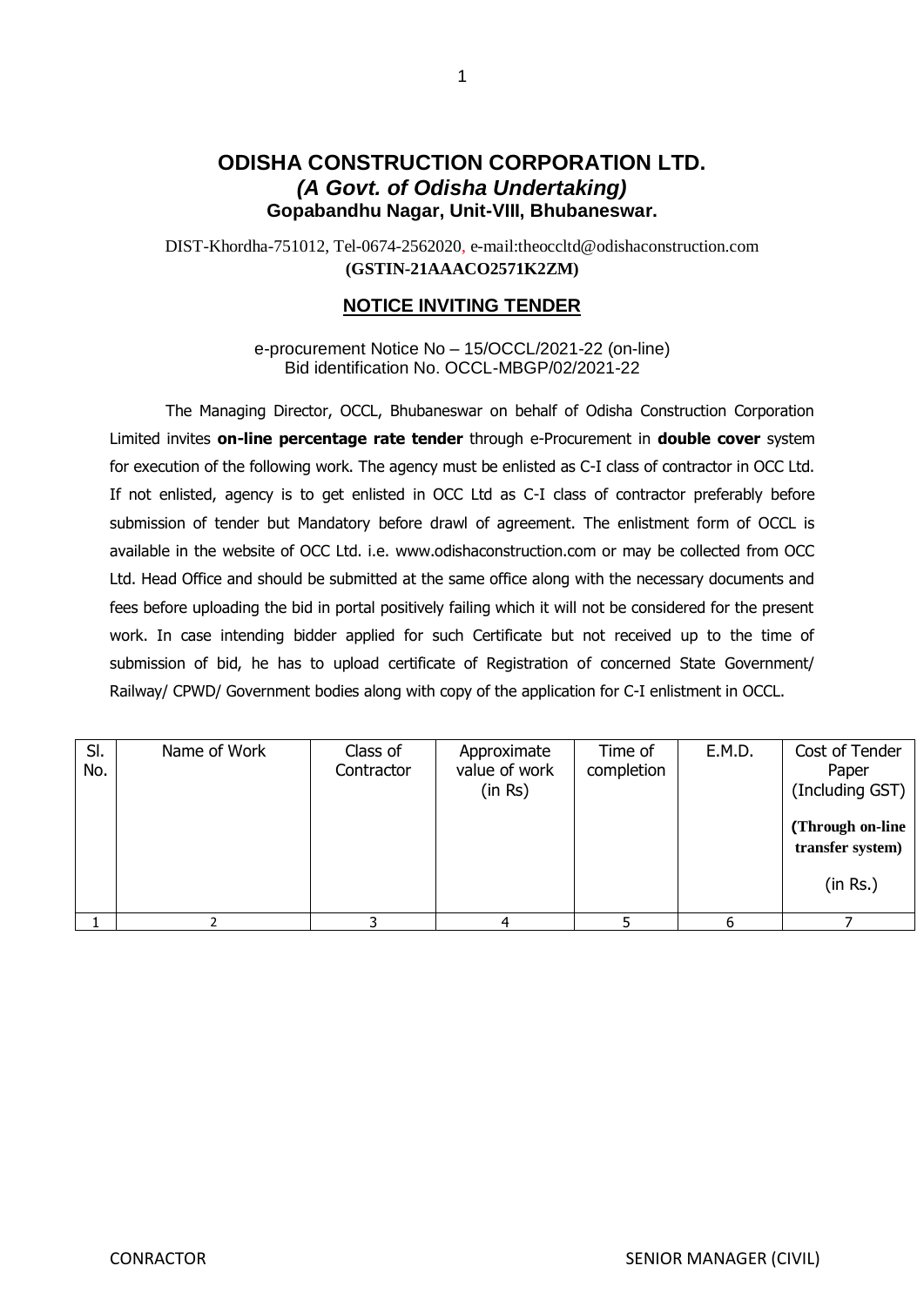# ODISHA CONSTRUCTION CORPORATION LTD.

***(A Govt. of Odisha Undertaking)***

**Gopabandhu Nagar, Unit-VIII, Bhubaneswar.**

DIST-Khordha-751012, Tel-0674-2562020, e-mail:theoccltd@odishaconstruction.com

**(GSTIN-21AAACO2571K2ZM)**

## NOTICE INVITING TENDER

e-procurement Notice No – 15/OCCL/2021-22 (on-line)
Bid identification No. OCCL-MBGP/02/2021-22

The Managing Director, OCCL, Bhubaneswar on behalf of Odisha Construction Corporation Limited invites **on-line percentage rate tender** through e-Procurement in **double cover** system for execution of the following work. The agency must be enlisted as C-I class of contractor in OCC Ltd. If not enlisted, agency is to get enlisted in OCC Ltd as C-I class of contractor preferably before submission of tender but Mandatory before drawl of agreement. The enlistment form of OCCL is available in the website of OCC Ltd. i.e. www.odishaconstruction.com or may be collected from OCC Ltd. Head Office and should be submitted at the same office along with the necessary documents and fees before uploading the bid in portal positively failing which it will not be considered for the present work. In case intending bidder applied for such Certificate but not received up to the time of submission of bid, he has to upload certificate of Registration of concerned State Government/ Railway/ CPWD/ Government bodies along with copy of the application for C-I enlistment in OCCL.

| Sl. No. | Name of Work | Class of Contractor | Approximate value of work (in Rs) | Time of completion | E.M.D. | Cost of Tender Paper (Including GST) **(Through on-line transfer system)** (in Rs.) |
|---|---|---|---|---|---|---|
| 1 | 2 | 3 | 4 | 5 | 6 | 7 |

CONRACTOR SENIOR MANAGER (CIVIL)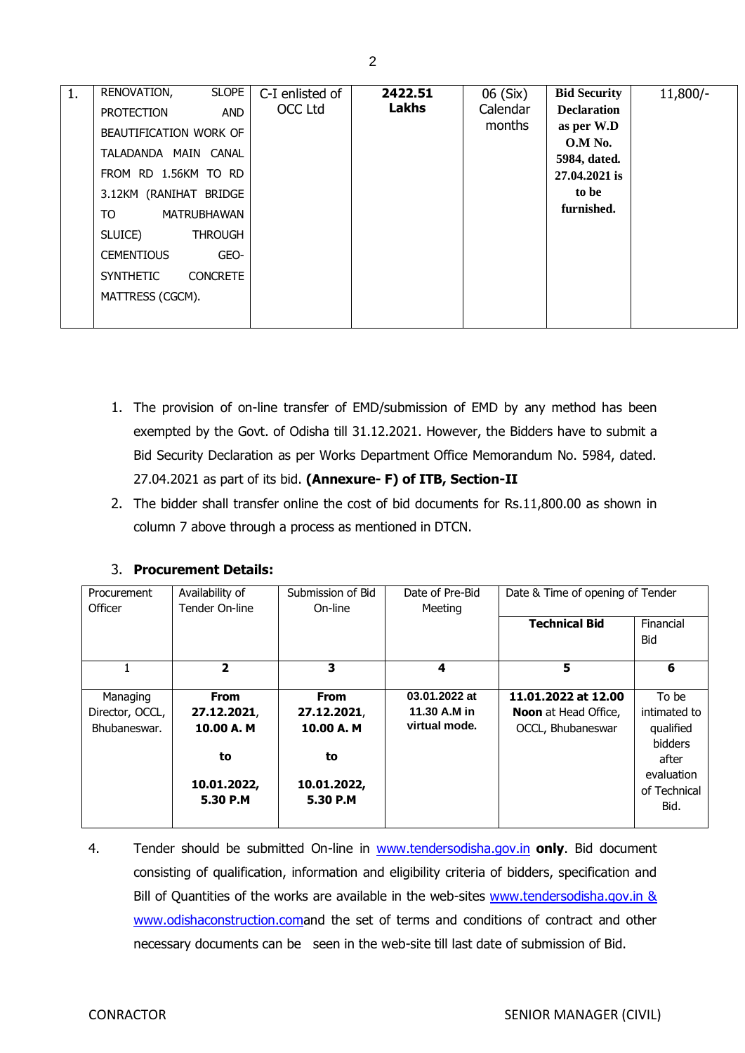| 1. | RENOVATION, SLOPE PROTECTION AND BEAUTIFICATION WORK OF TALADANDA MAIN CANAL FROM RD 1.56KM TO RD 3.12KM (RANIHAT BRIDGE TO MATRUBHAWAN SLUICE) THROUGH CEMENTIOUS GEO-SYNTHETIC CONCRETE MATTRESS (CGCM). | C-I enlisted of OCC Ltd | **2422.51 Lakhs** | 06 (Six) Calendar months | **Bid Security Declaration as per W.D O.M No. 5984, dated. 27.04.2021 is to be furnished.** | 11,800/- |
|---|---|---|---|---|---|---|

1. The provision of on-line transfer of EMD/submission of EMD by any method has been exempted by the Govt. of Odisha till 31.12.2021. However, the Bidders have to submit a Bid Security Declaration as per Works Department Office Memorandum No. 5984, dated. 27.04.2021 as part of its bid. **(Annexure- F) of ITB, Section-II**
2. The bidder shall transfer online the cost of bid documents for Rs.11,800.00 as shown in column 7 above through a process as mentioned in DTCN.
3. **Procurement Details:**

| Procurement Officer | Availability of Tender On-line | Submission of Bid On-line | Date of Pre-Bid Meeting | Date & Time of opening of Tender | |
|---|---|---|---|---|---|
| | | | | **Technical Bid** | Financial Bid |
| 1 | **2** | **3** | **4** | **5** | **6** |
| Managing Director, OCCL, Bhubaneswar. | **From 27.12.2021, 10.00 A. M to 10.01.2022, 5.30 P.M** | **From 27.12.2021, 10.00 A. M to 10.01.2022, 5.30 P.M** | **03.01.2022 at 11.30 A.M in virtual mode.** | **11.01.2022 at 12.00 Noon** at Head Office, OCCL, Bhubaneswar | To be intimated to qualified bidders after evaluation of Technical Bid. |

4. Tender should be submitted On-line in www.tendersodisha.gov.in **only**. Bid document consisting of qualification, information and eligibility criteria of bidders, specification and Bill of Quantities of the works are available in the web-sites www.tendersodisha.gov.in & www.odishaconstruction.comand the set of terms and conditions of contract and other necessary documents can be seen in the web-site till last date of submission of Bid.

CONRACTOR

SENIOR MANAGER (CIVIL)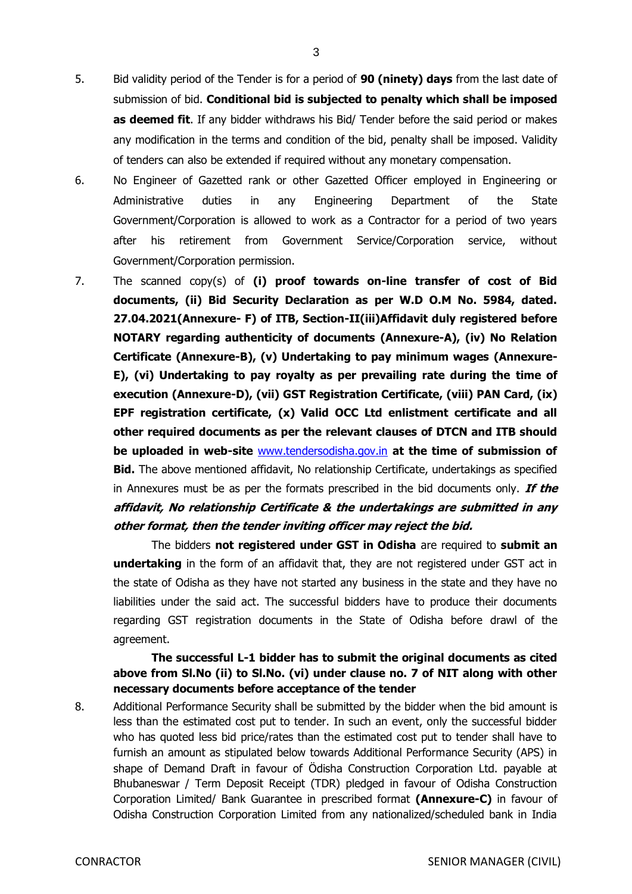5. Bid validity period of the Tender is for a period of **90 (ninety) days** from the last date of submission of bid. **Conditional bid is subjected to penalty which shall be imposed as deemed fit**. If any bidder withdraws his Bid/ Tender before the said period or makes any modification in the terms and condition of the bid, penalty shall be imposed. Validity of tenders can also be extended if required without any monetary compensation.

6. No Engineer of Gazetted rank or other Gazetted Officer employed in Engineering or Administrative duties in any Engineering Department of the State Government/Corporation is allowed to work as a Contractor for a period of two years after his retirement from Government Service/Corporation service, without Government/Corporation permission.

7. The scanned copy(s) of **(i) proof towards on-line transfer of cost of Bid documents, (ii) Bid Security Declaration as per W.D O.M No. 5984, dated. 27.04.2021(Annexure- F) of ITB, Section-II(iii)Affidavit duly registered before NOTARY regarding authenticity of documents (Annexure-A), (iv) No Relation Certificate (Annexure-B), (v) Undertaking to pay minimum wages (Annexure-E), (vi) Undertaking to pay royalty as per prevailing rate during the time of execution (Annexure-D), (vii) GST Registration Certificate, (viii) PAN Card, (ix) EPF registration certificate, (x) Valid OCC Ltd enlistment certificate and all other required documents as per the relevant clauses of DTCN and ITB should be uploaded in web-site [www.tendersodisha.gov.in](http://www.tendersodisha.gov.in) at the time of submission of Bid.** The above mentioned affidavit, No relationship Certificate, undertakings as specified in Annexures must be as per the formats prescribed in the bid documents only. ***If the affidavit, No relationship Certificate & the undertakings are submitted in any other format, then the tender inviting officer may reject the bid.***

   The bidders **not registered under GST in Odisha** are required to **submit an undertaking** in the form of an affidavit that, they are not registered under GST act in the state of Odisha as they have not started any business in the state and they have no liabilities under the said act. The successful bidders have to produce their documents regarding GST registration documents in the State of Odisha before drawl of the agreement.

   **The successful L-1 bidder has to submit the original documents as cited above from Sl.No (ii) to Sl.No. (vi) under clause no. 7 of NIT along with other necessary documents before acceptance of the tender**

8. Additional Performance Security shall be submitted by the bidder when the bid amount is less than the estimated cost put to tender. In such an event, only the successful bidder who has quoted less bid price/rates than the estimated cost put to tender shall have to furnish an amount as stipulated below towards Additional Performance Security (APS) in shape of Demand Draft in favour of Ödisha Construction Corporation Ltd. payable at Bhubaneswar / Term Deposit Receipt (TDR) pledged in favour of Odisha Construction Corporation Limited/ Bank Guarantee in prescribed format **(Annexure-C)** in favour of Odisha Construction Corporation Limited from any nationalized/scheduled bank in India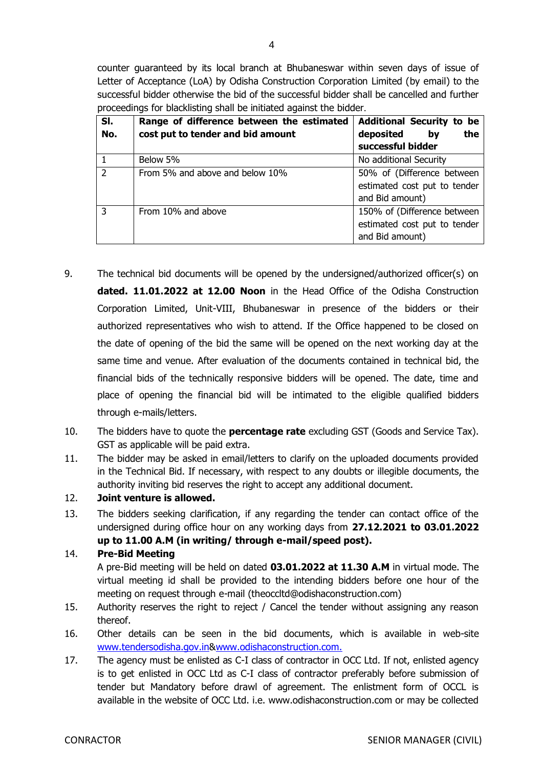counter guaranteed by its local branch at Bhubaneswar within seven days of issue of Letter of Acceptance (LoA) by Odisha Construction Corporation Limited (by email) to the successful bidder otherwise the bid of the successful bidder shall be cancelled and further proceedings for blacklisting shall be initiated against the bidder.

| Sl. No. | Range of difference between the estimated cost put to tender and bid amount | Additional Security to be deposited by the successful bidder |
|---|---|---|
| 1 | Below 5% | No additional Security |
| 2 | From 5% and above and below 10% | 50% of (Difference between estimated cost put to tender and Bid amount) |
| 3 | From 10% and above | 150% of (Difference between estimated cost put to tender and Bid amount) |

9. The technical bid documents will be opened by the undersigned/authorized officer(s) on **dated. 11.01.2022 at 12.00 Noon** in the Head Office of the Odisha Construction Corporation Limited, Unit-VIII, Bhubaneswar in presence of the bidders or their authorized representatives who wish to attend. If the Office happened to be closed on the date of opening of the bid the same will be opened on the next working day at the same time and venue. After evaluation of the documents contained in technical bid, the financial bids of the technically responsive bidders will be opened. The date, time and place of opening the financial bid will be intimated to the eligible qualified bidders through e-mails/letters.
10. The bidders have to quote the **percentage rate** excluding GST (Goods and Service Tax). GST as applicable will be paid extra.
11. The bidder may be asked in email/letters to clarify on the uploaded documents provided in the Technical Bid. If necessary, with respect to any doubts or illegible documents, the authority inviting bid reserves the right to accept any additional document.
12. **Joint venture is allowed.**
13. The bidders seeking clarification, if any regarding the tender can contact office of the undersigned during office hour on any working days from **27.12.2021 to 03.01.2022 up to 11.00 A.M (in writing/ through e-mail/speed post).**
14. **Pre-Bid Meeting**
    A pre-Bid meeting will be held on dated **03.01.2022 at 11.30 A.M** in virtual mode. The virtual meeting id shall be provided to the intending bidders before one hour of the meeting on request through e-mail (theoccltd@odishaconstruction.com)
15. Authority reserves the right to reject / Cancel the tender without assigning any reason thereof.
16. Other details can be seen in the bid documents, which is available in web-site www.tendersodisha.gov.in&www.odishaconstruction.com.
17. The agency must be enlisted as C-I class of contractor in OCC Ltd. If not, enlisted agency is to get enlisted in OCC Ltd as C-I class of contractor preferably before submission of tender but Mandatory before drawl of agreement. The enlistment form of OCCL is available in the website of OCC Ltd. i.e. www.odishaconstruction.com or may be collected

CONRACTOR SENIOR MANAGER (CIVIL)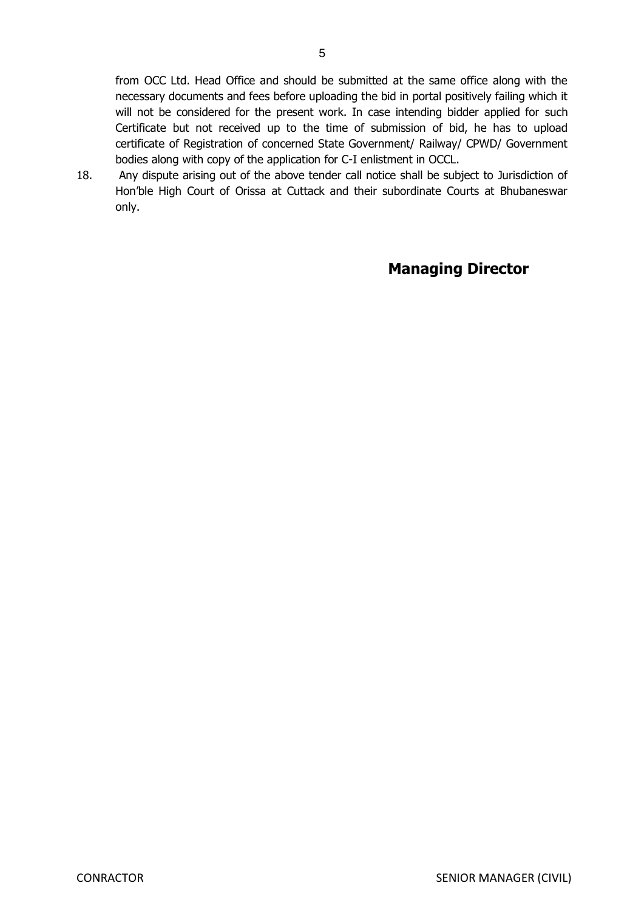from OCC Ltd. Head Office and should be submitted at the same office along with the necessary documents and fees before uploading the bid in portal positively failing which it will not be considered for the present work. In case intending bidder applied for such Certificate but not received up to the time of submission of bid, he has to upload certificate of Registration of concerned State Government/ Railway/ CPWD/ Government bodies along with copy of the application for C-I enlistment in OCCL.

18. Any dispute arising out of the above tender call notice shall be subject to Jurisdiction of Hon'ble High Court of Orissa at Cuttack and their subordinate Courts at Bhubaneswar only.

**Managing Director**

CONRACTOR SENIOR MANAGER (CIVIL)